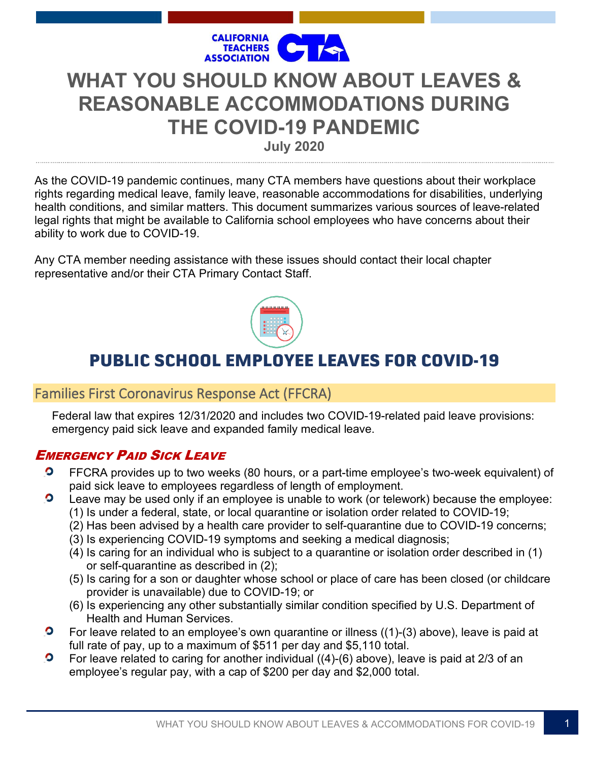# WHAT YOU SHOULD KNOW ABOUT LEAVES & REASONABLE ACCOMMODATIONS DURING THE COVID-19 PANDEMIC

**July 2020**

As the COVID-19 pandemic continues, many CTA members have questions about their workplace rights regarding medical leave, family leave, reasonable accommodations for disabilities, underlying health conditions, and similar matters. This document summarizes various sources of leave-related legal rights that might be available to California school employees who have concerns about their ability to work due to COVID-19.

Any CTA member needing assistance with these issues should contact their local chapter representative and/or their CTA Primary Contact Staff.

## PUBLIC SCHOOL EMPLOYEE LEAVES FOR COVID-19

### Families First Coronavirus Response Act (FFCRA)

Federal law that expires 12/31/2020 and includes two COVID-19-related paid leave provisions: emergency paid sick leave and expanded family medical leave.

#### *Emergency Paid Sick Leave*

- FFCRA provides up to two weeks (80 hours, or a part-time employee's two-week equivalent) of paid sick leave to employees regardless of length of employment.
- Leave may be used only if an employee is unable to work (or telework) because the employee:
  (1) Is under a federal, state, or local quarantine or isolation order related to COVID-19;
  (2) Has been advised by a health care provider to self-quarantine due to COVID-19 concerns;
  (3) Is experiencing COVID-19 symptoms and seeking a medical diagnosis;
  (4) Is caring for an individual who is subject to a quarantine or isolation order described in (1) or self-quarantine as described in (2);
  (5) Is caring for a son or daughter whose school or place of care has been closed (or childcare provider is unavailable) due to COVID-19; or
  (6) Is experiencing any other substantially similar condition specified by U.S. Department of Health and Human Services.
- For leave related to an employee's own quarantine or illness ((1)-(3) above), leave is paid at full rate of pay, up to a maximum of $511 per day and $5,110 total.
- For leave related to caring for another individual ((4)-(6) above), leave is paid at 2/3 of an employee's regular pay, with a cap of $200 per day and $2,000 total.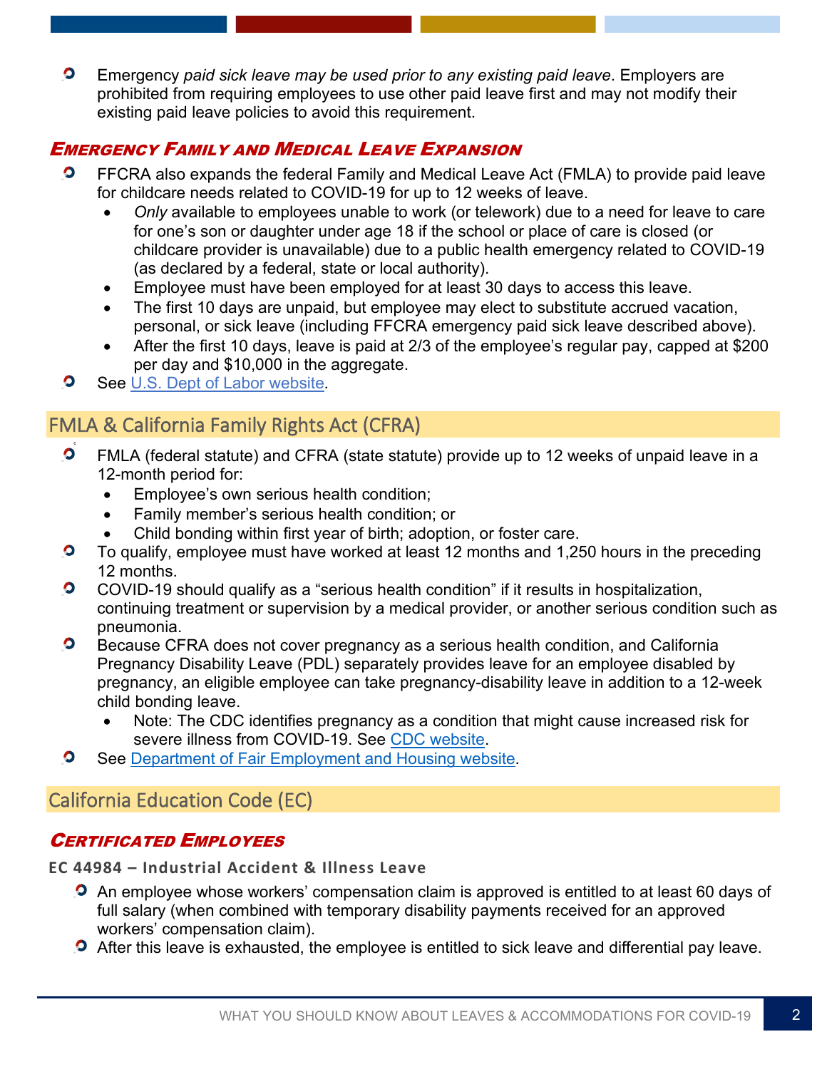- Emergency *paid sick leave may be used prior to any existing paid leave*. Employers are prohibited from requiring employees to use other paid leave first and may not modify their existing paid leave policies to avoid this requirement.

### *Emergency Family and Medical Leave Expansion*

- FFCRA also expands the federal Family and Medical Leave Act (FMLA) to provide paid leave for childcare needs related to COVID-19 for up to 12 weeks of leave.
  - *Only* available to employees unable to work (or telework) due to a need for leave to care for one's son or daughter under age 18 if the school or place of care is closed (or childcare provider is unavailable) due to a public health emergency related to COVID-19 (as declared by a federal, state or local authority).
  - Employee must have been employed for at least 30 days to access this leave.
  - The first 10 days are unpaid, but employee may elect to substitute accrued vacation, personal, or sick leave (including FFCRA emergency paid sick leave described above).
  - After the first 10 days, leave is paid at 2/3 of the employee's regular pay, capped at $200 per day and $10,000 in the aggregate.
- See U.S. Dept of Labor website.

## FMLA & California Family Rights Act (CFRA)

- FMLA (federal statute) and CFRA (state statute) provide up to 12 weeks of unpaid leave in a 12-month period for:
  - Employee's own serious health condition;
  - Family member's serious health condition; or
  - Child bonding within first year of birth; adoption, or foster care.
- To qualify, employee must have worked at least 12 months and 1,250 hours in the preceding 12 months.
- COVID-19 should qualify as a "serious health condition" if it results in hospitalization, continuing treatment or supervision by a medical provider, or another serious condition such as pneumonia.
- Because CFRA does not cover pregnancy as a serious health condition, and California Pregnancy Disability Leave (PDL) separately provides leave for an employee disabled by pregnancy, an eligible employee can take pregnancy-disability leave in addition to a 12-week child bonding leave.
  - Note: The CDC identifies pregnancy as a condition that might cause increased risk for severe illness from COVID-19. See CDC website.
- See Department of Fair Employment and Housing website.

## California Education Code (EC)

### *Certificated Employees*

#### EC 44984 – Industrial Accident & Illness Leave

- An employee whose workers' compensation claim is approved is entitled to at least 60 days of full salary (when combined with temporary disability payments received for an approved workers' compensation claim).
- After this leave is exhausted, the employee is entitled to sick leave and differential pay leave.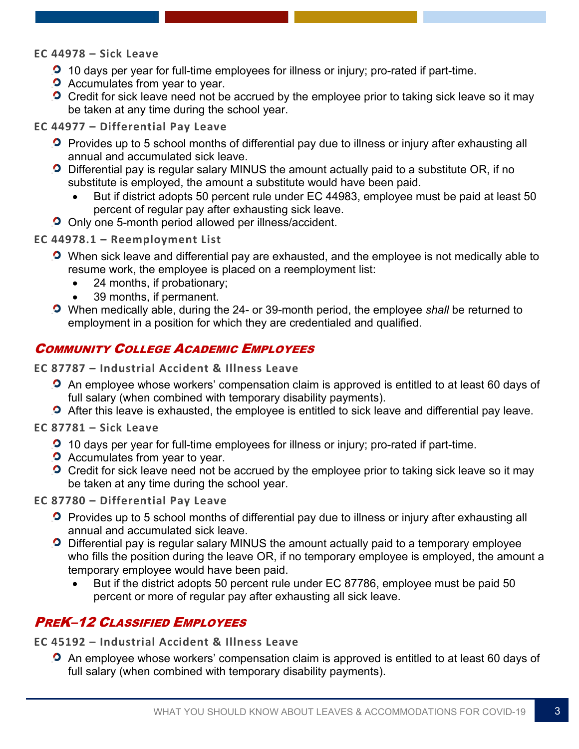### EC 44978 – Sick Leave

- 10 days per year for full-time employees for illness or injury; pro-rated if part-time.
- Accumulates from year to year.
- Credit for sick leave need not be accrued by the employee prior to taking sick leave so it may be taken at any time during the school year.

### EC 44977 – Differential Pay Leave

- Provides up to 5 school months of differential pay due to illness or injury after exhausting all annual and accumulated sick leave.
- Differential pay is regular salary MINUS the amount actually paid to a substitute OR, if no substitute is employed, the amount a substitute would have been paid.
  - But if district adopts 50 percent rule under EC 44983, employee must be paid at least 50 percent of regular pay after exhausting sick leave.
- Only one 5-month period allowed per illness/accident.

### EC 44978.1 – Reemployment List

- When sick leave and differential pay are exhausted, and the employee is not medically able to resume work, the employee is placed on a reemployment list:
  - 24 months, if probationary;
  - 39 months, if permanent.
- When medically able, during the 24- or 39-month period, the employee *shall* be returned to employment in a position for which they are credentialed and qualified.

## Community College Academic Employees

### EC 87787 – Industrial Accident & Illness Leave

- An employee whose workers' compensation claim is approved is entitled to at least 60 days of full salary (when combined with temporary disability payments).
- After this leave is exhausted, the employee is entitled to sick leave and differential pay leave.

### EC 87781 – Sick Leave

- 10 days per year for full-time employees for illness or injury; pro-rated if part-time.
- Accumulates from year to year.
- Credit for sick leave need not be accrued by the employee prior to taking sick leave so it may be taken at any time during the school year.

### EC 87780 – Differential Pay Leave

- Provides up to 5 school months of differential pay due to illness or injury after exhausting all annual and accumulated sick leave.
- Differential pay is regular salary MINUS the amount actually paid to a temporary employee who fills the position during the leave OR, if no temporary employee is employed, the amount a temporary employee would have been paid.
  - But if the district adopts 50 percent rule under EC 87786, employee must be paid 50 percent or more of regular pay after exhausting all sick leave.

## PreK–12 Classified Employees

### EC 45192 – Industrial Accident & Illness Leave

- An employee whose workers' compensation claim is approved is entitled to at least 60 days of full salary (when combined with temporary disability payments).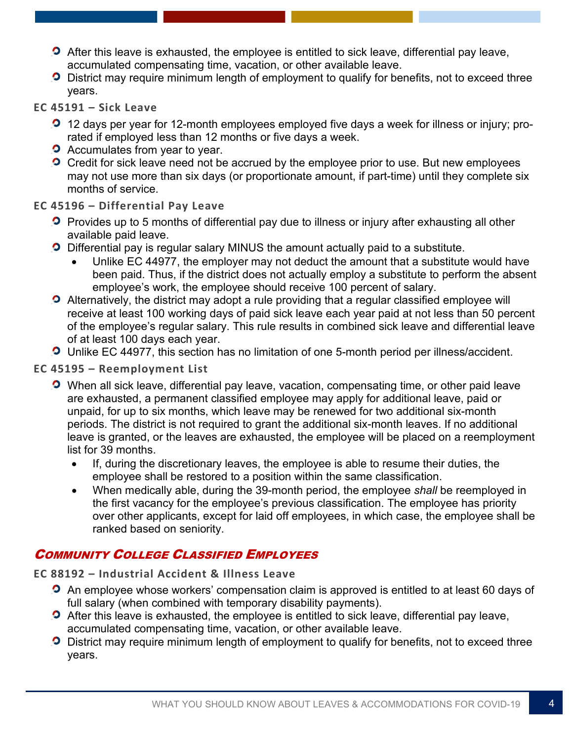- After this leave is exhausted, the employee is entitled to sick leave, differential pay leave, accumulated compensating time, vacation, or other available leave.
- District may require minimum length of employment to qualify for benefits, not to exceed three years.

#### EC 45191 – Sick Leave

- 12 days per year for 12-month employees employed five days a week for illness or injury; pro-rated if employed less than 12 months or five days a week.
- Accumulates from year to year.
- Credit for sick leave need not be accrued by the employee prior to use. But new employees may not use more than six days (or proportionate amount, if part-time) until they complete six months of service.

#### EC 45196 – Differential Pay Leave

- Provides up to 5 months of differential pay due to illness or injury after exhausting all other available paid leave.
- Differential pay is regular salary MINUS the amount actually paid to a substitute.
  - Unlike EC 44977, the employer may not deduct the amount that a substitute would have been paid. Thus, if the district does not actually employ a substitute to perform the absent employee's work, the employee should receive 100 percent of salary.
- Alternatively, the district may adopt a rule providing that a regular classified employee will receive at least 100 working days of paid sick leave each year paid at not less than 50 percent of the employee's regular salary. This rule results in combined sick leave and differential leave of at least 100 days each year.
- Unlike EC 44977, this section has no limitation of one 5-month period per illness/accident.

#### EC 45195 – Reemployment List

- When all sick leave, differential pay leave, vacation, compensating time, or other paid leave are exhausted, a permanent classified employee may apply for additional leave, paid or unpaid, for up to six months, which leave may be renewed for two additional six-month periods. The district is not required to grant the additional six-month leaves. If no additional leave is granted, or the leaves are exhausted, the employee will be placed on a reemployment list for 39 months.
  - If, during the discretionary leaves, the employee is able to resume their duties, the employee shall be restored to a position within the same classification.
  - When medically able, during the 39-month period, the employee *shall* be reemployed in the first vacancy for the employee's previous classification. The employee has priority over other applicants, except for laid off employees, in which case, the employee shall be ranked based on seniority.

### *Community College Classified Employees*

#### EC 88192 – Industrial Accident & Illness Leave

- An employee whose workers' compensation claim is approved is entitled to at least 60 days of full salary (when combined with temporary disability payments).
- After this leave is exhausted, the employee is entitled to sick leave, differential pay leave, accumulated compensating time, vacation, or other available leave.
- District may require minimum length of employment to qualify for benefits, not to exceed three years.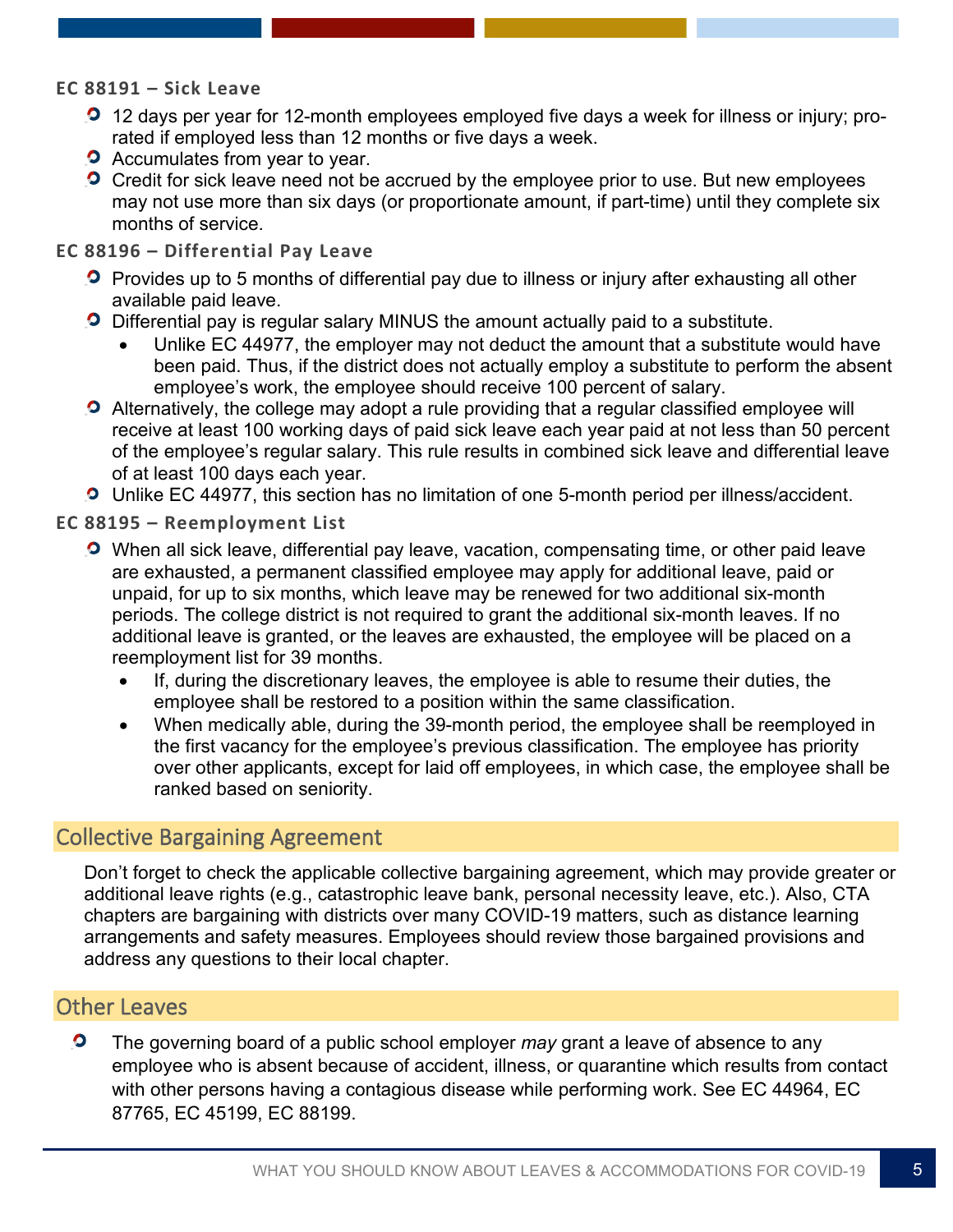#### EC 88191 – Sick Leave

- 12 days per year for 12-month employees employed five days a week for illness or injury; pro-rated if employed less than 12 months or five days a week.
- Accumulates from year to year.
- Credit for sick leave need not be accrued by the employee prior to use. But new employees may not use more than six days (or proportionate amount, if part-time) until they complete six months of service.

#### EC 88196 – Differential Pay Leave

- Provides up to 5 months of differential pay due to illness or injury after exhausting all other available paid leave.
- Differential pay is regular salary MINUS the amount actually paid to a substitute.
  - Unlike EC 44977, the employer may not deduct the amount that a substitute would have been paid. Thus, if the district does not actually employ a substitute to perform the absent employee's work, the employee should receive 100 percent of salary.
- Alternatively, the college may adopt a rule providing that a regular classified employee will receive at least 100 working days of paid sick leave each year paid at not less than 50 percent of the employee's regular salary. This rule results in combined sick leave and differential leave of at least 100 days each year.
- Unlike EC 44977, this section has no limitation of one 5-month period per illness/accident.

#### EC 88195 – Reemployment List

- When all sick leave, differential pay leave, vacation, compensating time, or other paid leave are exhausted, a permanent classified employee may apply for additional leave, paid or unpaid, for up to six months, which leave may be renewed for two additional six-month periods. The college district is not required to grant the additional six-month leaves. If no additional leave is granted, or the leaves are exhausted, the employee will be placed on a reemployment list for 39 months.
  - If, during the discretionary leaves, the employee is able to resume their duties, the employee shall be restored to a position within the same classification.
  - When medically able, during the 39-month period, the employee shall be reemployed in the first vacancy for the employee's previous classification. The employee has priority over other applicants, except for laid off employees, in which case, the employee shall be ranked based on seniority.

## Collective Bargaining Agreement

Don't forget to check the applicable collective bargaining agreement, which may provide greater or additional leave rights (e.g., catastrophic leave bank, personal necessity leave, etc.). Also, CTA chapters are bargaining with districts over many COVID-19 matters, such as distance learning arrangements and safety measures. Employees should review those bargained provisions and address any questions to their local chapter.

## Other Leaves

- The governing board of a public school employer *may* grant a leave of absence to any employee who is absent because of accident, illness, or quarantine which results from contact with other persons having a contagious disease while performing work. See EC 44964, EC 87765, EC 45199, EC 88199.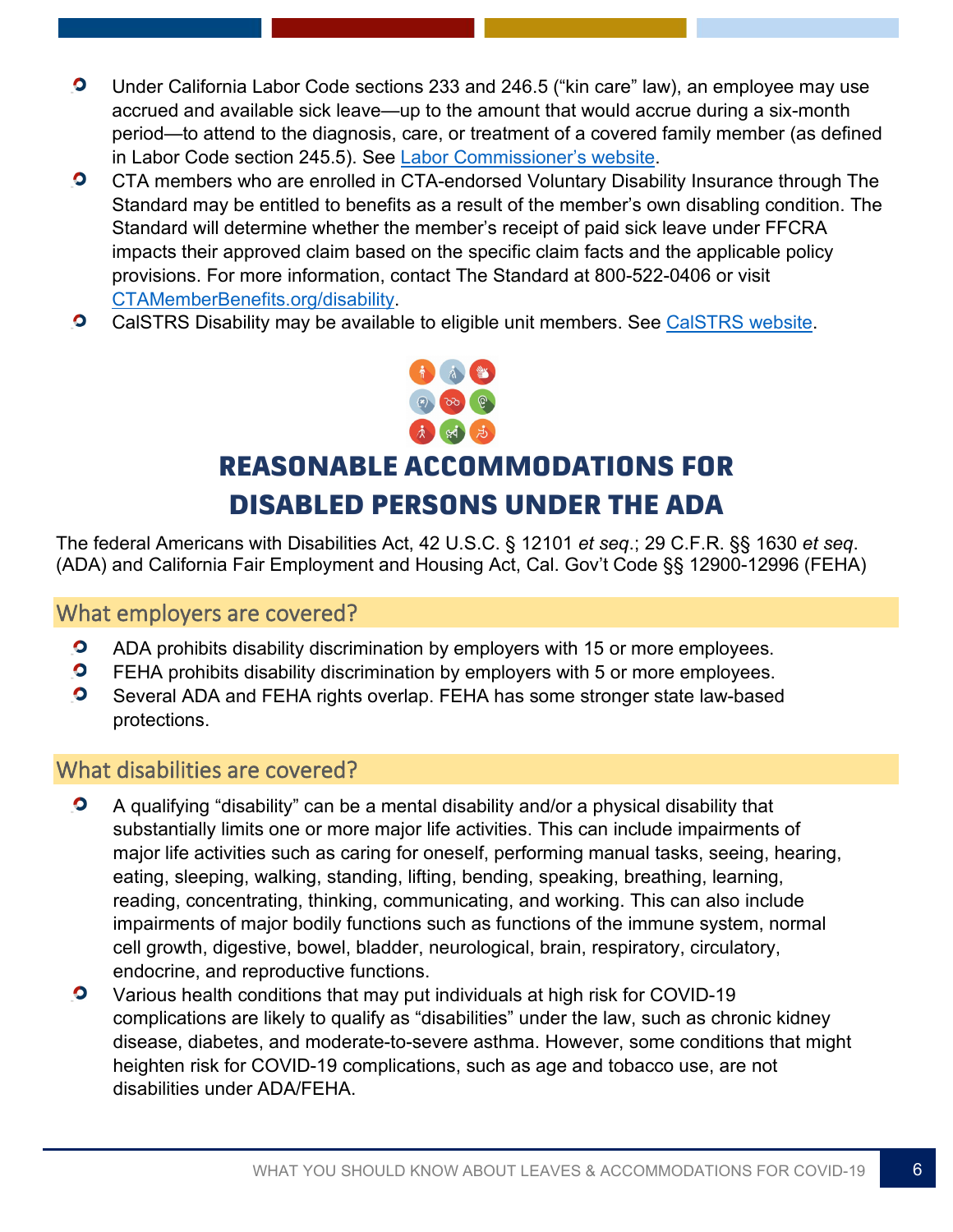- Under California Labor Code sections 233 and 246.5 ("kin care" law), an employee may use accrued and available sick leave—up to the amount that would accrue during a six-month period—to attend to the diagnosis, care, or treatment of a covered family member (as defined in Labor Code section 245.5). See [Labor Commissioner's website]().
- CTA members who are enrolled in CTA-endorsed Voluntary Disability Insurance through The Standard may be entitled to benefits as a result of the member's own disabling condition. The Standard will determine whether the member's receipt of paid sick leave under FFCRA impacts their approved claim based on the specific claim facts and the applicable policy provisions. For more information, contact The Standard at 800-522-0406 or visit [CTAMemberBenefits.org/disability]().
- CalSTRS Disability may be available to eligible unit members. See [CalSTRS website]().

# REASONABLE ACCOMMODATIONS FOR DISABLED PERSONS UNDER THE ADA

The federal Americans with Disabilities Act, 42 U.S.C. § 12101 *et seq.*; 29 C.F.R. §§ 1630 *et seq*. (ADA) and California Fair Employment and Housing Act, Cal. Gov't Code §§ 12900-12996 (FEHA)

## What employers are covered?

- ADA prohibits disability discrimination by employers with 15 or more employees.
- FEHA prohibits disability discrimination by employers with 5 or more employees.
- Several ADA and FEHA rights overlap. FEHA has some stronger state law-based protections.

## What disabilities are covered?

- A qualifying "disability" can be a mental disability and/or a physical disability that substantially limits one or more major life activities. This can include impairments of major life activities such as caring for oneself, performing manual tasks, seeing, hearing, eating, sleeping, walking, standing, lifting, bending, speaking, breathing, learning, reading, concentrating, thinking, communicating, and working. This can also include impairments of major bodily functions such as functions of the immune system, normal cell growth, digestive, bowel, bladder, neurological, brain, respiratory, circulatory, endocrine, and reproductive functions.
- Various health conditions that may put individuals at high risk for COVID-19 complications are likely to qualify as "disabilities" under the law, such as chronic kidney disease, diabetes, and moderate-to-severe asthma. However, some conditions that might heighten risk for COVID-19 complications, such as age and tobacco use, are not disabilities under ADA/FEHA.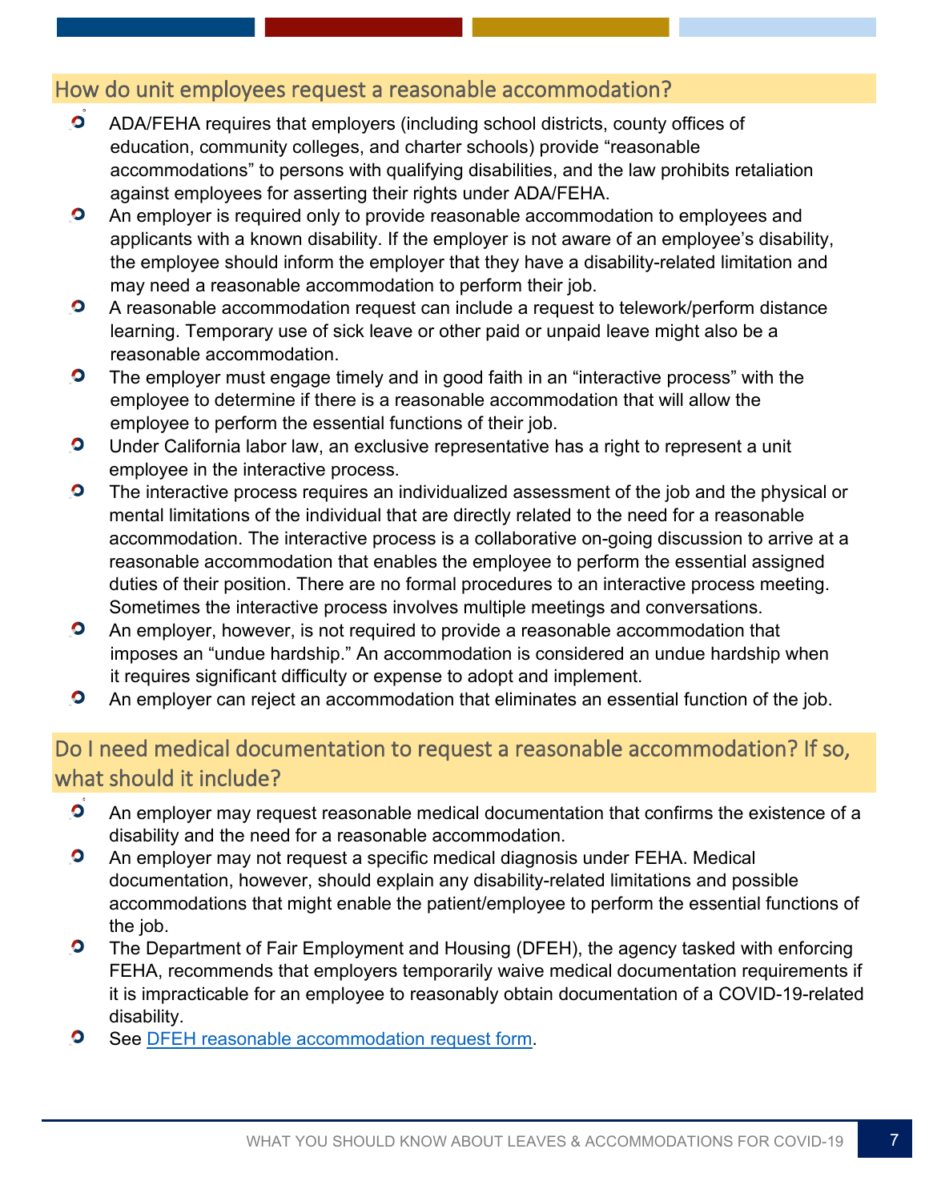## How do unit employees request a reasonable accommodation?

- ADA/FEHA requires that employers (including school districts, county offices of education, community colleges, and charter schools) provide "reasonable accommodations" to persons with qualifying disabilities, and the law prohibits retaliation against employees for asserting their rights under ADA/FEHA.
- An employer is required only to provide reasonable accommodation to employees and applicants with a known disability. If the employer is not aware of an employee's disability, the employee should inform the employer that they have a disability-related limitation and may need a reasonable accommodation to perform their job.
- A reasonable accommodation request can include a request to telework/perform distance learning. Temporary use of sick leave or other paid or unpaid leave might also be a reasonable accommodation.
- The employer must engage timely and in good faith in an "interactive process" with the employee to determine if there is a reasonable accommodation that will allow the employee to perform the essential functions of their job.
- Under California labor law, an exclusive representative has a right to represent a unit employee in the interactive process.
- The interactive process requires an individualized assessment of the job and the physical or mental limitations of the individual that are directly related to the need for a reasonable accommodation. The interactive process is a collaborative on-going discussion to arrive at a reasonable accommodation that enables the employee to perform the essential assigned duties of their position. There are no formal procedures to an interactive process meeting. Sometimes the interactive process involves multiple meetings and conversations.
- An employer, however, is not required to provide a reasonable accommodation that imposes an "undue hardship." An accommodation is considered an undue hardship when it requires significant difficulty or expense to adopt and implement.
- An employer can reject an accommodation that eliminates an essential function of the job.

## Do I need medical documentation to request a reasonable accommodation? If so, what should it include?

- An employer may request reasonable medical documentation that confirms the existence of a disability and the need for a reasonable accommodation.
- An employer may not request a specific medical diagnosis under FEHA. Medical documentation, however, should explain any disability-related limitations and possible accommodations that might enable the patient/employee to perform the essential functions of the job.
- The Department of Fair Employment and Housing (DFEH), the agency tasked with enforcing FEHA, recommends that employers temporarily waive medical documentation requirements if it is impracticable for an employee to reasonably obtain documentation of a COVID-19-related disability.
- See [DFEH reasonable accommodation request form](#).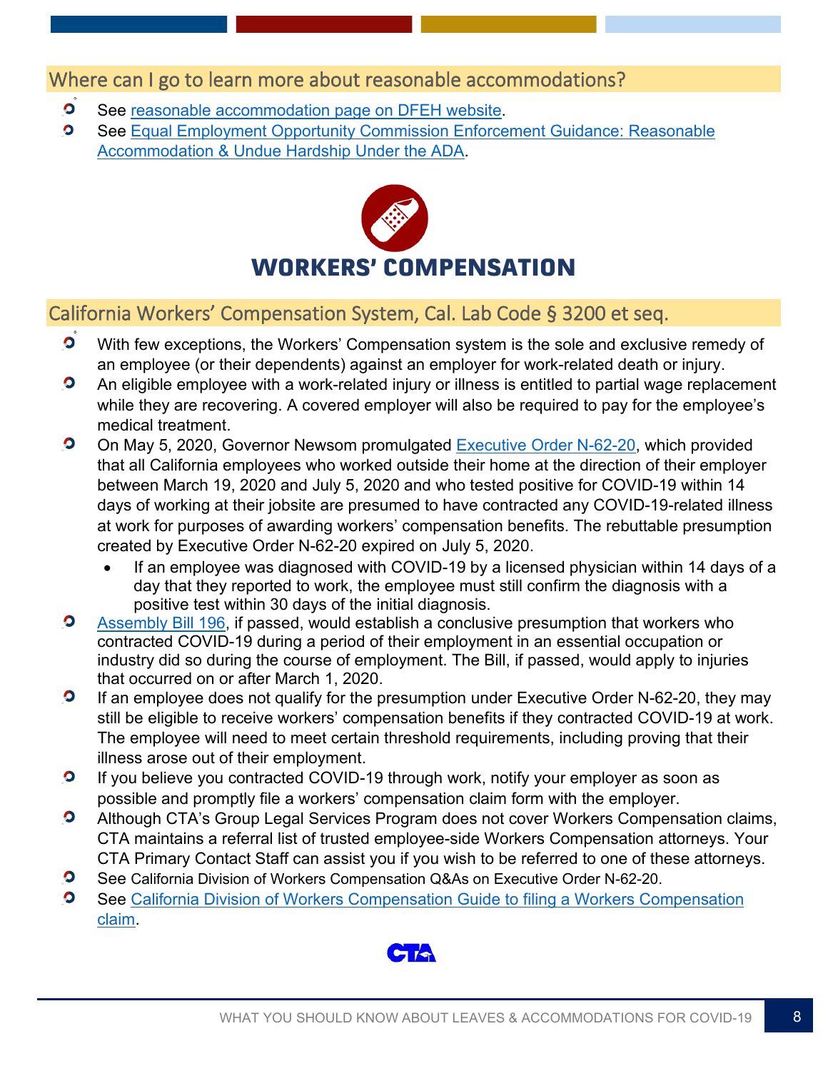## Where can I go to learn more about reasonable accommodations?

- See reasonable accommodation page on DFEH website.
- See Equal Employment Opportunity Commission Enforcement Guidance: Reasonable Accommodation & Undue Hardship Under the ADA.

# WORKERS' COMPENSATION

## California Workers' Compensation System, Cal. Lab Code § 3200 et seq.

- With few exceptions, the Workers' Compensation system is the sole and exclusive remedy of an employee (or their dependents) against an employer for work-related death or injury.
- An eligible employee with a work-related injury or illness is entitled to partial wage replacement while they are recovering. A covered employer will also be required to pay for the employee's medical treatment.
- On May 5, 2020, Governor Newsom promulgated Executive Order N-62-20, which provided that all California employees who worked outside their home at the direction of their employer between March 19, 2020 and July 5, 2020 and who tested positive for COVID-19 within 14 days of working at their jobsite are presumed to have contracted any COVID-19-related illness at work for purposes of awarding workers' compensation benefits. The rebuttable presumption created by Executive Order N-62-20 expired on July 5, 2020.
  - If an employee was diagnosed with COVID-19 by a licensed physician within 14 days of a day that they reported to work, the employee must still confirm the diagnosis with a positive test within 30 days of the initial diagnosis.
- Assembly Bill 196, if passed, would establish a conclusive presumption that workers who contracted COVID-19 during a period of their employment in an essential occupation or industry did so during the course of employment. The Bill, if passed, would apply to injuries that occurred on or after March 1, 2020.
- If an employee does not qualify for the presumption under Executive Order N-62-20, they may still be eligible to receive workers' compensation benefits if they contracted COVID-19 at work. The employee will need to meet certain threshold requirements, including proving that their illness arose out of their employment.
- If you believe you contracted COVID-19 through work, notify your employer as soon as possible and promptly file a workers' compensation claim form with the employer.
- Although CTA's Group Legal Services Program does not cover Workers Compensation claims, CTA maintains a referral list of trusted employee-side Workers Compensation attorneys. Your CTA Primary Contact Staff can assist you if you wish to be referred to one of these attorneys.
- See California Division of Workers Compensation Q&As on Executive Order N-62-20.
- See California Division of Workers Compensation Guide to filing a Workers Compensation claim.